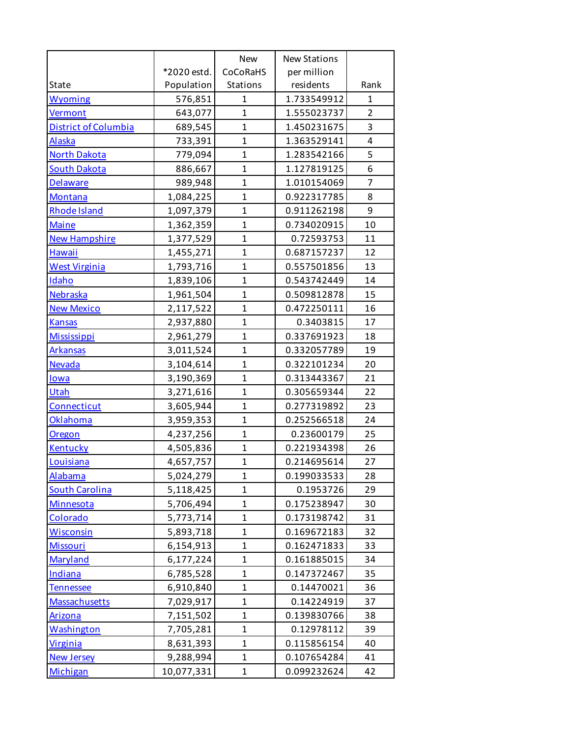| State | *2020 estd. Population | New CoCoRaHS Stations | New Stations per million residents | Rank |
|---|---|---|---|---|
| Wyoming | 576,851 | 1 | 1.733549912 | 1 |
| Vermont | 643,077 | 1 | 1.555023737 | 2 |
| District of Columbia | 689,545 | 1 | 1.450231675 | 3 |
| Alaska | 733,391 | 1 | 1.363529141 | 4 |
| North Dakota | 779,094 | 1 | 1.283542166 | 5 |
| South Dakota | 886,667 | 1 | 1.127819125 | 6 |
| Delaware | 989,948 | 1 | 1.010154069 | 7 |
| Montana | 1,084,225 | 1 | 0.922317785 | 8 |
| Rhode Island | 1,097,379 | 1 | 0.911262198 | 9 |
| Maine | 1,362,359 | 1 | 0.734020915 | 10 |
| New Hampshire | 1,377,529 | 1 | 0.72593753 | 11 |
| Hawaii | 1,455,271 | 1 | 0.687157237 | 12 |
| West Virginia | 1,793,716 | 1 | 0.557501856 | 13 |
| Idaho | 1,839,106 | 1 | 0.543742449 | 14 |
| Nebraska | 1,961,504 | 1 | 0.509812878 | 15 |
| New Mexico | 2,117,522 | 1 | 0.472250111 | 16 |
| Kansas | 2,937,880 | 1 | 0.3403815 | 17 |
| Mississippi | 2,961,279 | 1 | 0.337691923 | 18 |
| Arkansas | 3,011,524 | 1 | 0.332057789 | 19 |
| Nevada | 3,104,614 | 1 | 0.322101234 | 20 |
| Iowa | 3,190,369 | 1 | 0.313443367 | 21 |
| Utah | 3,271,616 | 1 | 0.305659344 | 22 |
| Connecticut | 3,605,944 | 1 | 0.277319892 | 23 |
| Oklahoma | 3,959,353 | 1 | 0.252566518 | 24 |
| Oregon | 4,237,256 | 1 | 0.23600179 | 25 |
| Kentucky | 4,505,836 | 1 | 0.221934398 | 26 |
| Louisiana | 4,657,757 | 1 | 0.214695614 | 27 |
| Alabama | 5,024,279 | 1 | 0.199033533 | 28 |
| South Carolina | 5,118,425 | 1 | 0.1953726 | 29 |
| Minnesota | 5,706,494 | 1 | 0.175238947 | 30 |
| Colorado | 5,773,714 | 1 | 0.173198742 | 31 |
| Wisconsin | 5,893,718 | 1 | 0.169672183 | 32 |
| Missouri | 6,154,913 | 1 | 0.162471833 | 33 |
| Maryland | 6,177,224 | 1 | 0.161885015 | 34 |
| Indiana | 6,785,528 | 1 | 0.147372467 | 35 |
| Tennessee | 6,910,840 | 1 | 0.14470021 | 36 |
| Massachusetts | 7,029,917 | 1 | 0.14224919 | 37 |
| Arizona | 7,151,502 | 1 | 0.139830766 | 38 |
| Washington | 7,705,281 | 1 | 0.12978112 | 39 |
| Virginia | 8,631,393 | 1 | 0.115856154 | 40 |
| New Jersey | 9,288,994 | 1 | 0.107654284 | 41 |
| Michigan | 10,077,331 | 1 | 0.099232624 | 42 |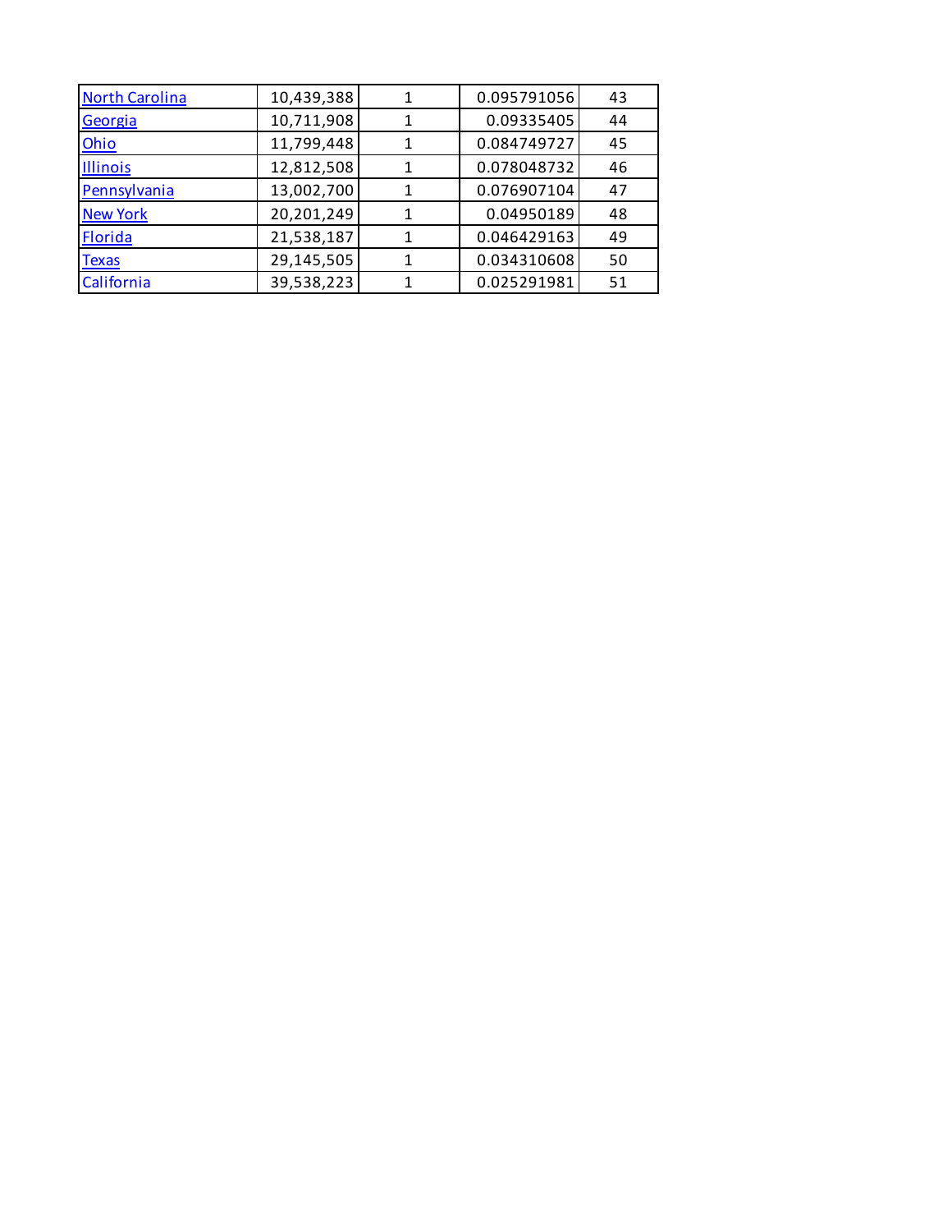| | | | | |
|---|---|---|---|---|
| North Carolina | 10,439,388 | 1 | 0.095791056 | 43 |
| Georgia | 10,711,908 | 1 | 0.09335405 | 44 |
| Ohio | 11,799,448 | 1 | 0.084749727 | 45 |
| Illinois | 12,812,508 | 1 | 0.078048732 | 46 |
| Pennsylvania | 13,002,700 | 1 | 0.076907104 | 47 |
| New York | 20,201,249 | 1 | 0.04950189 | 48 |
| Florida | 21,538,187 | 1 | 0.046429163 | 49 |
| Texas | 29,145,505 | 1 | 0.034310608 | 50 |
| California | 39,538,223 | 1 | 0.025291981 | 51 |